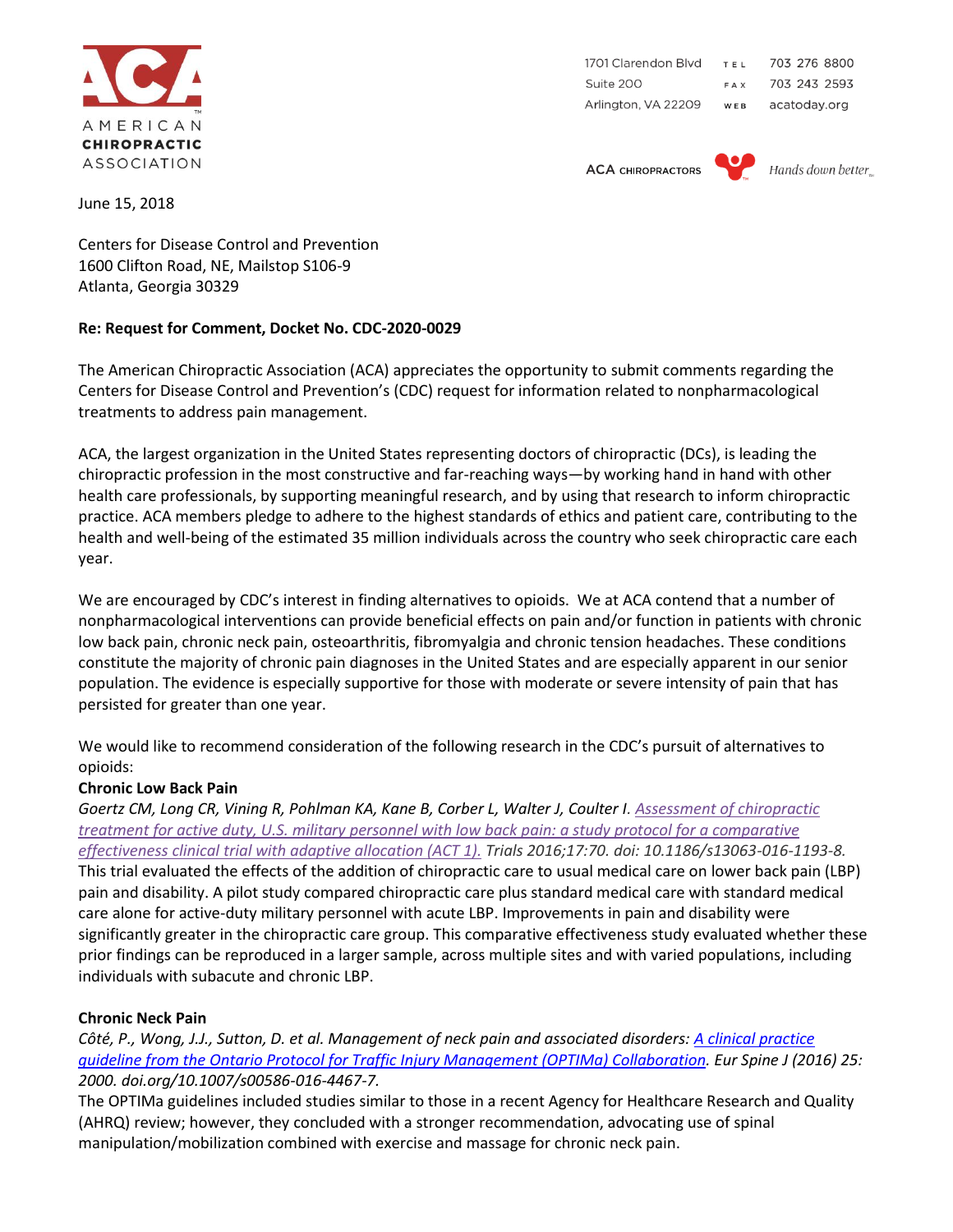AMERICAN CHIROPRACTIC ASSOCIATION

1701 Clarendon Blvd
Suite 200
Arlington, VA 22209

TEL 703 276 8800
FAX 703 243 2593
WEB acatoday.org

ACA CHIROPRACTORS — Hands down better

June 15, 2018

Centers for Disease Control and Prevention
1600 Clifton Road, NE, Mailstop S106-9
Atlanta, Georgia 30329

**Re: Request for Comment, Docket No. CDC-2020-0029**

The American Chiropractic Association (ACA) appreciates the opportunity to submit comments regarding the Centers for Disease Control and Prevention's (CDC) request for information related to nonpharmacological treatments to address pain management.

ACA, the largest organization in the United States representing doctors of chiropractic (DCs), is leading the chiropractic profession in the most constructive and far-reaching ways—by working hand in hand with other health care professionals, by supporting meaningful research, and by using that research to inform chiropractic practice. ACA members pledge to adhere to the highest standards of ethics and patient care, contributing to the health and well-being of the estimated 35 million individuals across the country who seek chiropractic care each year.

We are encouraged by CDC's interest in finding alternatives to opioids. We at ACA contend that a number of nonpharmacological interventions can provide beneficial effects on pain and/or function in patients with chronic low back pain, chronic neck pain, osteoarthritis, fibromyalgia and chronic tension headaches. These conditions constitute the majority of chronic pain diagnoses in the United States and are especially apparent in our senior population. The evidence is especially supportive for those with moderate or severe intensity of pain that has persisted for greater than one year.

We would like to recommend consideration of the following research in the CDC's pursuit of alternatives to opioids:

**Chronic Low Back Pain**

*Goertz CM, Long CR, Vining R, Pohlman KA, Kane B, Corber L, Walter J, Coulter I. Assessment of chiropractic treatment for active duty, U.S. military personnel with low back pain: a study protocol for a comparative effectiveness clinical trial with adaptive allocation (ACT 1). Trials 2016;17:70. doi: 10.1186/s13063-016-1193-8.*

This trial evaluated the effects of the addition of chiropractic care to usual medical care on lower back pain (LBP) pain and disability. A pilot study compared chiropractic care plus standard medical care with standard medical care alone for active-duty military personnel with acute LBP. Improvements in pain and disability were significantly greater in the chiropractic care group. This comparative effectiveness study evaluated whether these prior findings can be reproduced in a larger sample, across multiple sites and with varied populations, including individuals with subacute and chronic LBP.

**Chronic Neck Pain**

*Côté, P., Wong, J.J., Sutton, D. et al. Management of neck pain and associated disorders: A clinical practice guideline from the Ontario Protocol for Traffic Injury Management (OPTIMa) Collaboration. Eur Spine J (2016) 25: 2000. doi.org/10.1007/s00586-016-4467-7.*

The OPTIMa guidelines included studies similar to those in a recent Agency for Healthcare Research and Quality (AHRQ) review; however, they concluded with a stronger recommendation, advocating use of spinal manipulation/mobilization combined with exercise and massage for chronic neck pain.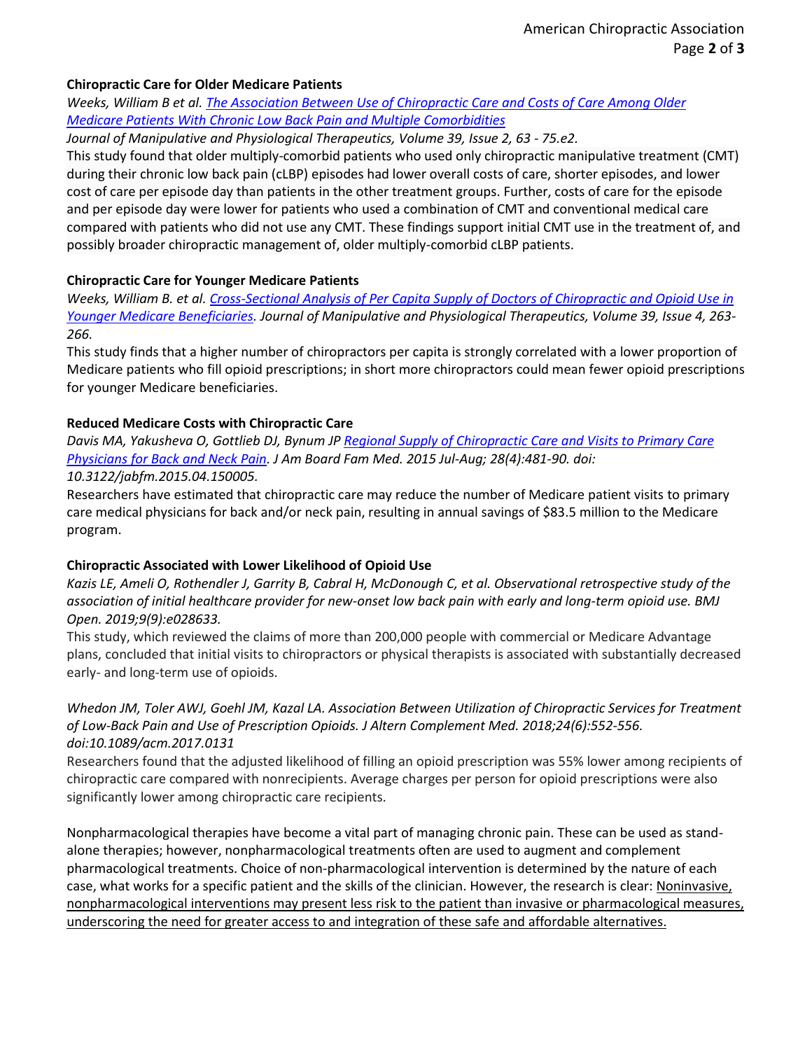**Chiropractic Care for Older Medicare Patients**

*Weeks, William B et al. The Association Between Use of Chiropractic Care and Costs of Care Among Older Medicare Patients With Chronic Low Back Pain and Multiple Comorbidities*

*Journal of Manipulative and Physiological Therapeutics, Volume 39, Issue 2, 63 - 75.e2.*

This study found that older multiply-comorbid patients who used only chiropractic manipulative treatment (CMT) during their chronic low back pain (cLBP) episodes had lower overall costs of care, shorter episodes, and lower cost of care per episode day than patients in the other treatment groups. Further, costs of care for the episode and per episode day were lower for patients who used a combination of CMT and conventional medical care compared with patients who did not use any CMT. These findings support initial CMT use in the treatment of, and possibly broader chiropractic management of, older multiply-comorbid cLBP patients.

**Chiropractic Care for Younger Medicare Patients**

*Weeks, William B. et al. Cross-Sectional Analysis of Per Capita Supply of Doctors of Chiropractic and Opioid Use in Younger Medicare Beneficiaries. Journal of Manipulative and Physiological Therapeutics, Volume 39, Issue 4, 263-266.*

This study finds that a higher number of chiropractors per capita is strongly correlated with a lower proportion of Medicare patients who fill opioid prescriptions; in short more chiropractors could mean fewer opioid prescriptions for younger Medicare beneficiaries.

**Reduced Medicare Costs with Chiropractic Care**

*Davis MA, Yakusheva O, Gottlieb DJ, Bynum JP Regional Supply of Chiropractic Care and Visits to Primary Care Physicians for Back and Neck Pain. J Am Board Fam Med. 2015 Jul-Aug; 28(4):481-90. doi: 10.3122/jabfm.2015.04.150005.*

Researchers have estimated that chiropractic care may reduce the number of Medicare patient visits to primary care medical physicians for back and/or neck pain, resulting in annual savings of $83.5 million to the Medicare program.

**Chiropractic Associated with Lower Likelihood of Opioid Use**

*Kazis LE, Ameli O, Rothendler J, Garrity B, Cabral H, McDonough C, et al. Observational retrospective study of the association of initial healthcare provider for new-onset low back pain with early and long-term opioid use. BMJ Open. 2019;9(9):e028633.*

This study, which reviewed the claims of more than 200,000 people with commercial or Medicare Advantage plans, concluded that initial visits to chiropractors or physical therapists is associated with substantially decreased early- and long-term use of opioids.

*Whedon JM, Toler AWJ, Goehl JM, Kazal LA. Association Between Utilization of Chiropractic Services for Treatment of Low-Back Pain and Use of Prescription Opioids. J Altern Complement Med. 2018;24(6):552-556. doi:10.1089/acm.2017.0131*

Researchers found that the adjusted likelihood of filling an opioid prescription was 55% lower among recipients of chiropractic care compared with nonrecipients. Average charges per person for opioid prescriptions were also significantly lower among chiropractic care recipients.

Nonpharmacological therapies have become a vital part of managing chronic pain. These can be used as stand-alone therapies; however, nonpharmacological treatments often are used to augment and complement pharmacological treatments. Choice of non-pharmacological intervention is determined by the nature of each case, what works for a specific patient and the skills of the clinician. However, the research is clear: <u>Noninvasive, nonpharmacological interventions may present less risk to the patient than invasive or pharmacological measures, underscoring the need for greater access to and integration of these safe and affordable alternatives.</u>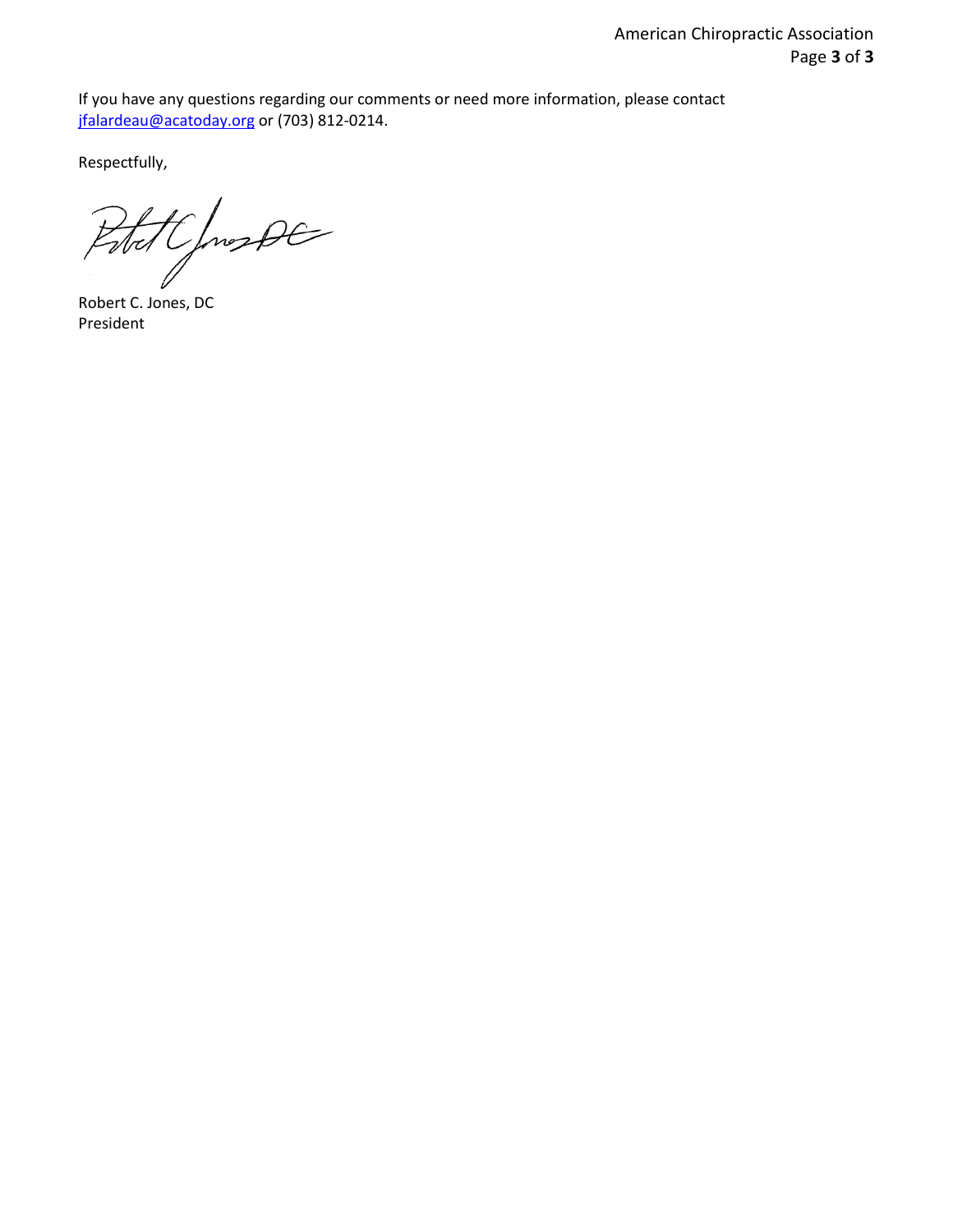If you have any questions regarding our comments or need more information, please contact jfalardeau@acatoday.org or (703) 812-0214.

Respectfully,

Robert C. Jones, DC
President